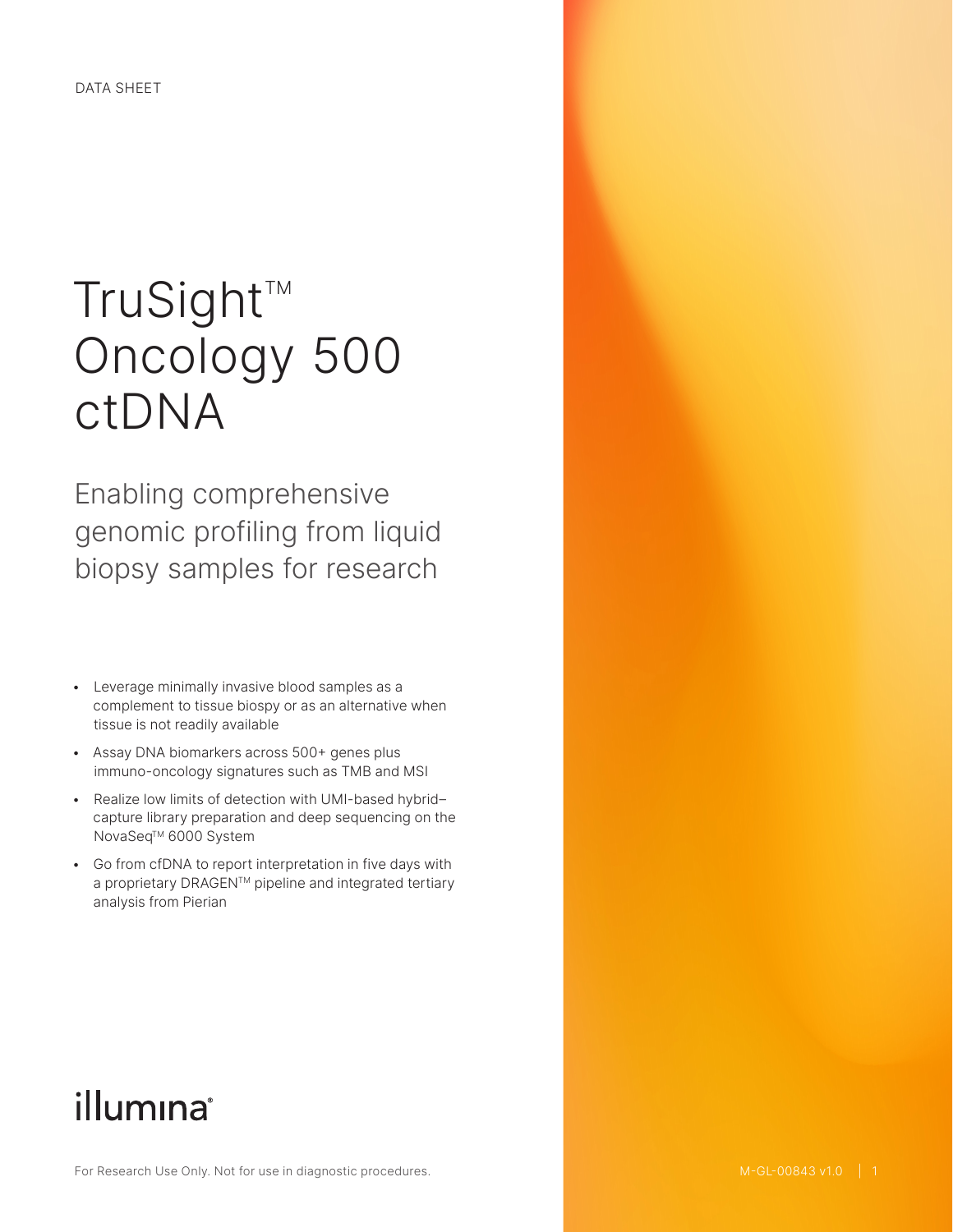DATA SHEET

# TruSight™ Oncology 500 ctDNA

## Enabling comprehensive genomic profiling from liquid biopsy samples for research

- Leverage minimally invasive blood samples as a complement to tissue biospy or as an alternative when tissue is not readily available
- Assay DNA biomarkers across 500+ genes plus immuno-oncology signatures such as TMB and MSI
- Realize low limits of detection with UMI-based hybrid–capture library preparation and deep sequencing on the NovaSeq™ 6000 System
- Go from cfDNA to report interpretation in five days with a proprietary DRAGEN™ pipeline and integrated tertiary analysis from Pierian

illumina®

For Research Use Only. Not for use in diagnostic procedures.

M-GL-00843 v1.0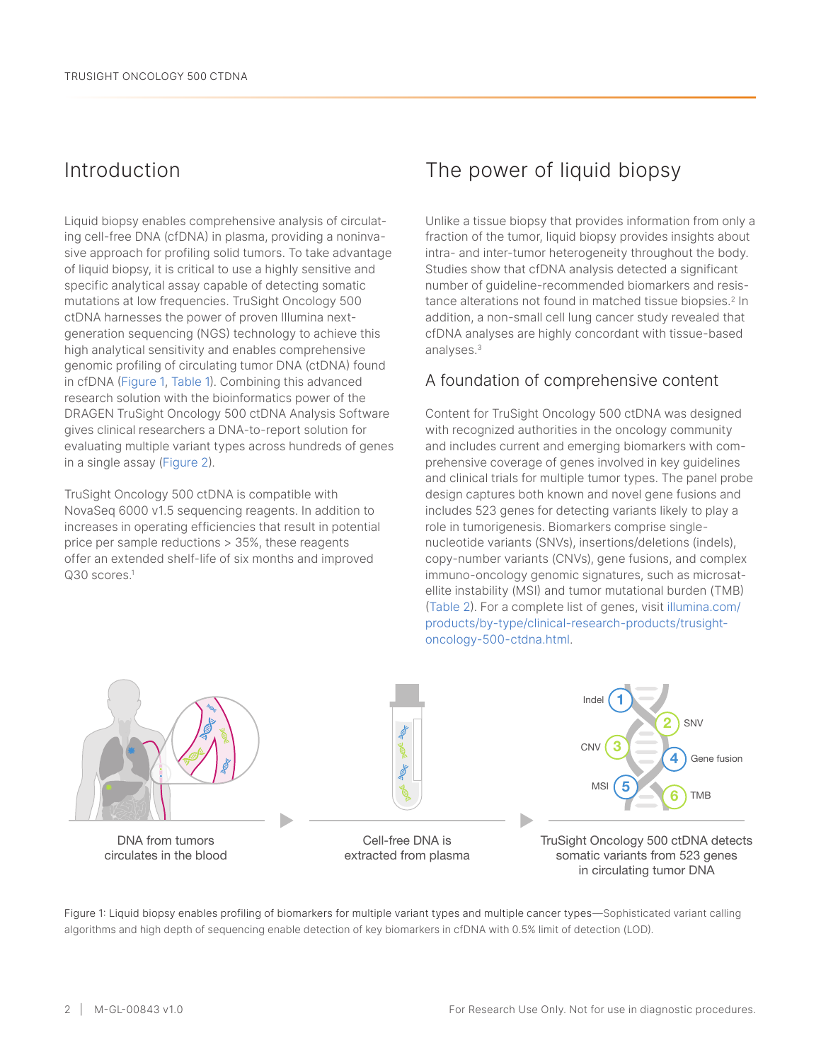## Introduction

Liquid biopsy enables comprehensive analysis of circulating cell-free DNA (cfDNA) in plasma, providing a noninvasive approach for profiling solid tumors. To take advantage of liquid biopsy, it is critical to use a highly sensitive and specific analytical assay capable of detecting somatic mutations at low frequencies. TruSight Oncology 500 ctDNA harnesses the power of proven Illumina next-generation sequencing (NGS) technology to achieve this high analytical sensitivity and enables comprehensive genomic profiling of circulating tumor DNA (ctDNA) found in cfDNA (Figure 1, Table 1). Combining this advanced research solution with the bioinformatics power of the DRAGEN TruSight Oncology 500 ctDNA Analysis Software gives clinical researchers a DNA-to-report solution for evaluating multiple variant types across hundreds of genes in a single assay (Figure 2).

TruSight Oncology 500 ctDNA is compatible with NovaSeq 6000 v1.5 sequencing reagents. In addition to increases in operating efficiencies that result in potential price per sample reductions > 35%, these reagents offer an extended shelf-life of six months and improved Q30 scores.[1]

## The power of liquid biopsy

Unlike a tissue biopsy that provides information from only a fraction of the tumor, liquid biopsy provides insights about intra- and inter-tumor heterogeneity throughout the body. Studies show that cfDNA analysis detected a significant number of guideline-recommended biomarkers and resistance alterations not found in matched tissue biopsies.[2] In addition, a non-small cell lung cancer study revealed that cfDNA analyses are highly concordant with tissue-based analyses.[3]

### A foundation of comprehensive content

Content for TruSight Oncology 500 ctDNA was designed with recognized authorities in the oncology community and includes current and emerging biomarkers with comprehensive coverage of genes involved in key guidelines and clinical trials for multiple tumor types. The panel probe design captures both known and novel gene fusions and includes 523 genes for detecting variants likely to play a role in tumorigenesis. Biomarkers comprise single-nucleotide variants (SNVs), insertions/deletions (indels), copy-number variants (CNVs), gene fusions, and complex immuno-oncology genomic signatures, such as microsatellite instability (MSI) and tumor mutational burden (TMB) (Table 2). For a complete list of genes, visit illumina.com/products/by-type/clinical-research-products/trusight-oncology-500-ctdna.html.

DNA from tumors circulates in the blood → Cell-free DNA is extracted from plasma → TruSight Oncology 500 ctDNA detects somatic variants from 523 genes in circulating tumor DNA

(1 Indel, 2 SNV, 3 CNV, 4 Gene fusion, 5 MSI, 6 TMB)

Figure 1: Liquid biopsy enables profiling of biomarkers for multiple variant types and multiple cancer types—Sophisticated variant calling algorithms and high depth of sequencing enable detection of key biomarkers in cfDNA with 0.5% limit of detection (LOD).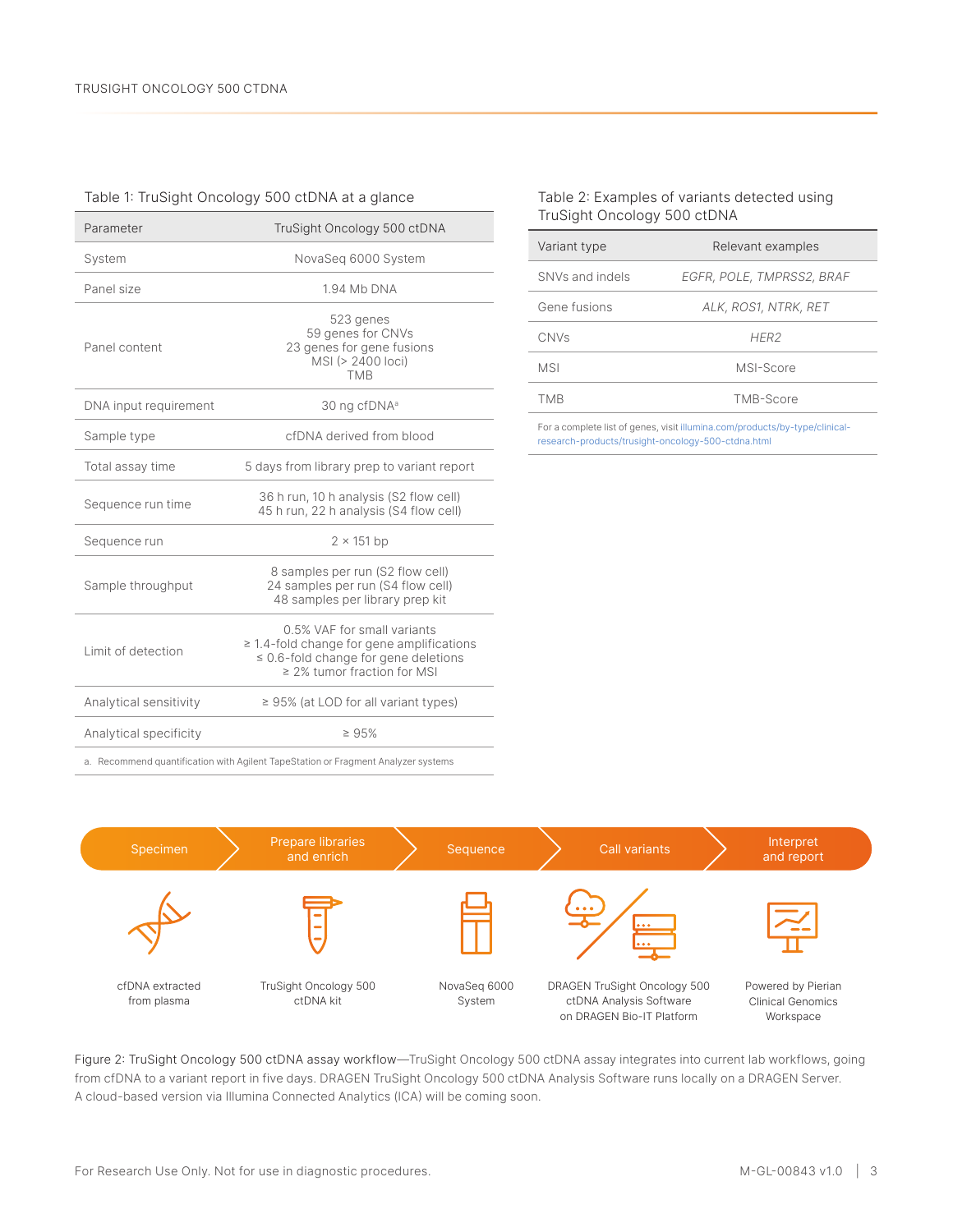Table 1: TruSight Oncology 500 ctDNA at a glance

| Parameter | TruSight Oncology 500 ctDNA |
| --- | --- |
| System | NovaSeq 6000 System |
| Panel size | 1.94 Mb DNA |
| Panel content | 523 genes<br>59 genes for CNVs<br>23 genes for gene fusions<br>MSI (> 2400 loci)<br>TMB |
| DNA input requirement | 30 ng cfDNA[a] |
| Sample type | cfDNA derived from blood |
| Total assay time | 5 days from library prep to variant report |
| Sequence run time | 36 h run, 10 h analysis (S2 flow cell)<br>45 h run, 22 h analysis (S4 flow cell) |
| Sequence run | 2 × 151 bp |
| Sample throughput | 8 samples per run (S2 flow cell)<br>24 samples per run (S4 flow cell)<br>48 samples per library prep kit |
| Limit of detection | 0.5% VAF for small variants<br>≥ 1.4-fold change for gene amplifications<br>≤ 0.6-fold change for gene deletions<br>≥ 2% tumor fraction for MSI |
| Analytical sensitivity | ≥ 95% (at LOD for all variant types) |
| Analytical specificity | ≥ 95% |

a. Recommend quantification with Agilent TapeStation or Fragment Analyzer systems

Table 2: Examples of variants detected using TruSight Oncology 500 ctDNA

| Variant type | Relevant examples |
| --- | --- |
| SNVs and indels | *EGFR, POLE, TMPRSS2, BRAF* |
| Gene fusions | *ALK, ROS1, NTRK, RET* |
| CNVs | *HER2* |
| MSI | MSI-Score |
| TMB | TMB-Score |

For a complete list of genes, visit illumina.com/products/by-type/clinical-research-products/trusight-oncology-500-ctdna.html

| Specimen | Prepare libraries and enrich | Sequence | Call variants | Interpret and report |
| --- | --- | --- | --- | --- |
| cfDNA extracted from plasma | TruSight Oncology 500 ctDNA kit | NovaSeq 6000 System | DRAGEN TruSight Oncology 500 ctDNA Analysis Software on DRAGEN Bio-IT Platform | Powered by Pierian Clinical Genomics Workspace |

Figure 2: TruSight Oncology 500 ctDNA assay workflow—TruSight Oncology 500 ctDNA assay integrates into current lab workflows, going from cfDNA to a variant report in five days. DRAGEN TruSight Oncology 500 ctDNA Analysis Software runs locally on a DRAGEN Server. A cloud-based version via Illumina Connected Analytics (ICA) will be coming soon.

For Research Use Only. Not for use in diagnostic procedures.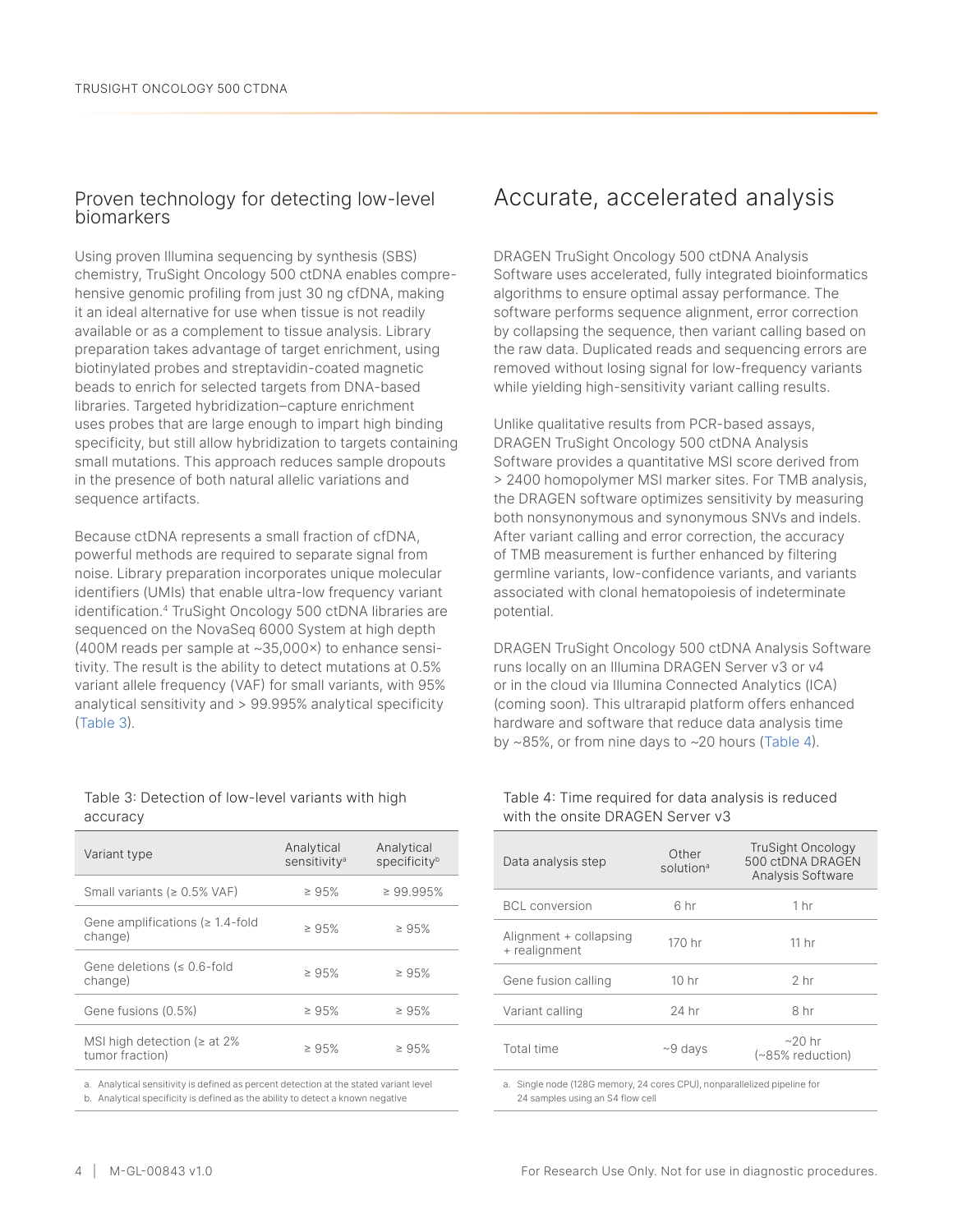## Proven technology for detecting low-level biomarkers

Using proven Illumina sequencing by synthesis (SBS) chemistry, TruSight Oncology 500 ctDNA enables comprehensive genomic profiling from just 30 ng cfDNA, making it an ideal alternative for use when tissue is not readily available or as a complement to tissue analysis. Library preparation takes advantage of target enrichment, using biotinylated probes and streptavidin-coated magnetic beads to enrich for selected targets from DNA-based libraries. Targeted hybridization–capture enrichment uses probes that are large enough to impart high binding specificity, but still allow hybridization to targets containing small mutations. This approach reduces sample dropouts in the presence of both natural allelic variations and sequence artifacts.

Because ctDNA represents a small fraction of cfDNA, powerful methods are required to separate signal from noise. Library preparation incorporates unique molecular identifiers (UMIs) that enable ultra-low frequency variant identification.[4] TruSight Oncology 500 ctDNA libraries are sequenced on the NovaSeq 6000 System at high depth (400M reads per sample at ~35,000×) to enhance sensitivity. The result is the ability to detect mutations at 0.5% variant allele frequency (VAF) for small variants, with 95% analytical sensitivity and > 99.995% analytical specificity (Table 3).

Table 3: Detection of low-level variants with high accuracy

| Variant type | Analytical sensitivity[a] | Analytical specificity[b] |
|---|---|---|
| Small variants (≥ 0.5% VAF) | ≥ 95% | ≥ 99.995% |
| Gene amplifications (≥ 1.4-fold change) | ≥ 95% | ≥ 95% |
| Gene deletions (≤ 0.6-fold change) | ≥ 95% | ≥ 95% |
| Gene fusions (0.5%) | ≥ 95% | ≥ 95% |
| MSI high detection (≥ at 2% tumor fraction) | ≥ 95% | ≥ 95% |

a. Analytical sensitivity is defined as percent detection at the stated variant level
b. Analytical specificity is defined as the ability to detect a known negative

# Accurate, accelerated analysis

DRAGEN TruSight Oncology 500 ctDNA Analysis Software uses accelerated, fully integrated bioinformatics algorithms to ensure optimal assay performance. The software performs sequence alignment, error correction by collapsing the sequence, then variant calling based on the raw data. Duplicated reads and sequencing errors are removed without losing signal for low-frequency variants while yielding high-sensitivity variant calling results.

Unlike qualitative results from PCR-based assays, DRAGEN TruSight Oncology 500 ctDNA Analysis Software provides a quantitative MSI score derived from > 2400 homopolymer MSI marker sites. For TMB analysis, the DRAGEN software optimizes sensitivity by measuring both nonsynonymous and synonymous SNVs and indels. After variant calling and error correction, the accuracy of TMB measurement is further enhanced by filtering germline variants, low-confidence variants, and variants associated with clonal hematopoiesis of indeterminate potential.

DRAGEN TruSight Oncology 500 ctDNA Analysis Software runs locally on an Illumina DRAGEN Server v3 or v4 or in the cloud via Illumina Connected Analytics (ICA) (coming soon). This ultrarapid platform offers enhanced hardware and software that reduce data analysis time by ~85%, or from nine days to ~20 hours (Table 4).

Table 4: Time required for data analysis is reduced with the onsite DRAGEN Server v3

| Data analysis step | Other solution[a] | TruSight Oncology 500 ctDNA DRAGEN Analysis Software |
|---|---|---|
| BCL conversion | 6 hr | 1 hr |
| Alignment + collapsing + realignment | 170 hr | 11 hr |
| Gene fusion calling | 10 hr | 2 hr |
| Variant calling | 24 hr | 8 hr |
| Total time | ~9 days | ~20 hr (~85% reduction) |

a. Single node (128G memory, 24 cores CPU), nonparallelized pipeline for 24 samples using an S4 flow cell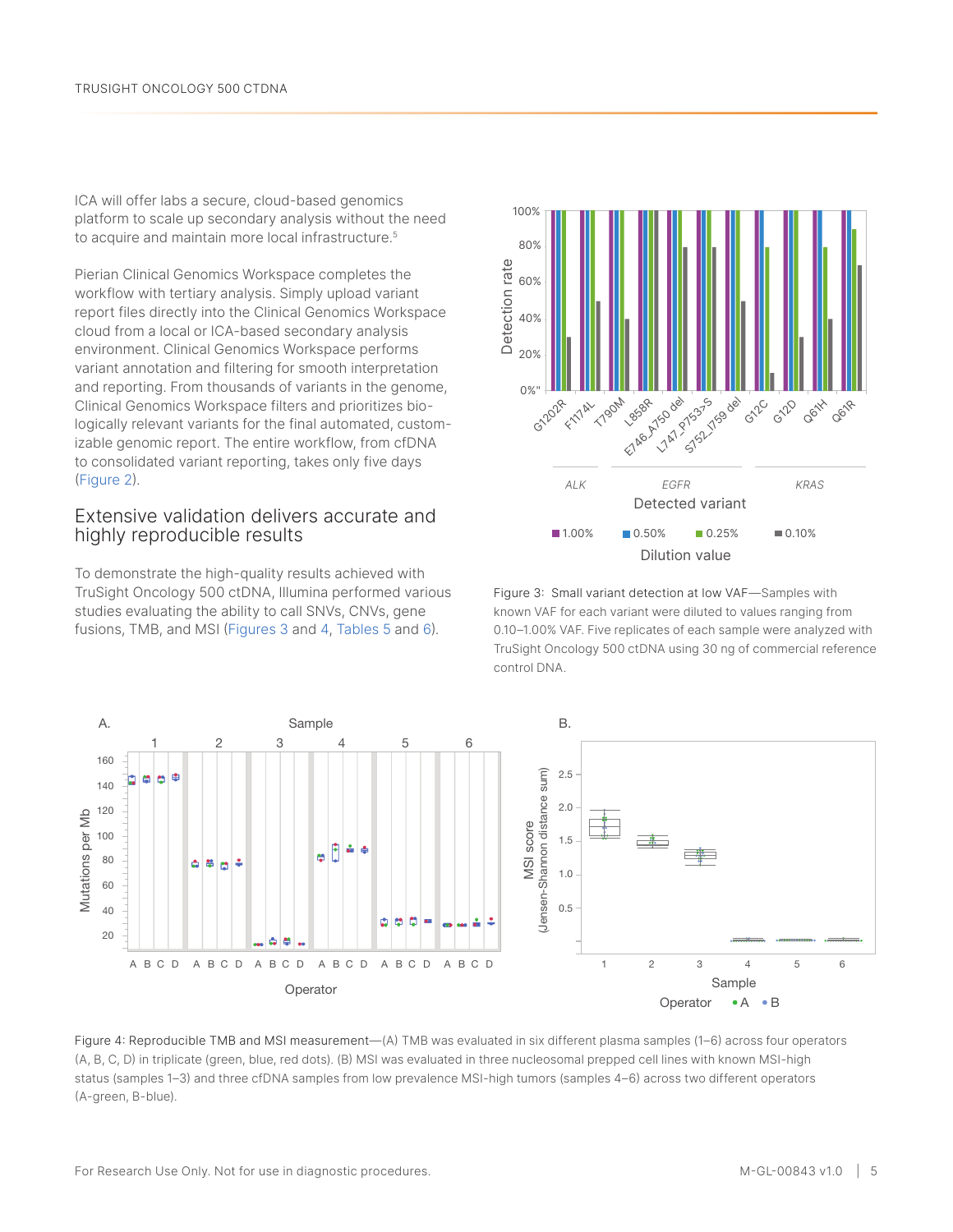ICA will offer labs a secure, cloud-based genomics platform to scale up secondary analysis without the need to acquire and maintain more local infrastructure.[5]

Pierian Clinical Genomics Workspace completes the workflow with tertiary analysis. Simply upload variant report files directly into the Clinical Genomics Workspace cloud from a local or ICA-based secondary analysis environment. Clinical Genomics Workspace performs variant annotation and filtering for smooth interpretation and reporting. From thousands of variants in the genome, Clinical Genomics Workspace filters and prioritizes biologically relevant variants for the final automated, customizable genomic report. The entire workflow, from cfDNA to consolidated variant reporting, takes only five days (Figure 2).

## Extensive validation delivers accurate and highly reproducible results

To demonstrate the high-quality results achieved with TruSight Oncology 500 ctDNA, Illumina performed various studies evaluating the ability to call SNVs, CNVs, gene fusions, TMB, and MSI (Figures 3 and 4, Tables 5 and 6).

Figure 3: Small variant detection at low VAF—Samples with known VAF for each variant were diluted to values ranging from 0.10–1.00% VAF. Five replicates of each sample were analyzed with TruSight Oncology 500 ctDNA using 30 ng of commercial reference control DNA.

Figure 4: Reproducible TMB and MSI measurement—(A) TMB was evaluated in six different plasma samples (1–6) across four operators (A, B, C, D) in triplicate (green, blue, red dots). (B) MSI was evaluated in three nucleosomal prepped cell lines with known MSI-high status (samples 1–3) and three cfDNA samples from low prevalence MSI-high tumors (samples 4–6) across two different operators (A-green, B-blue).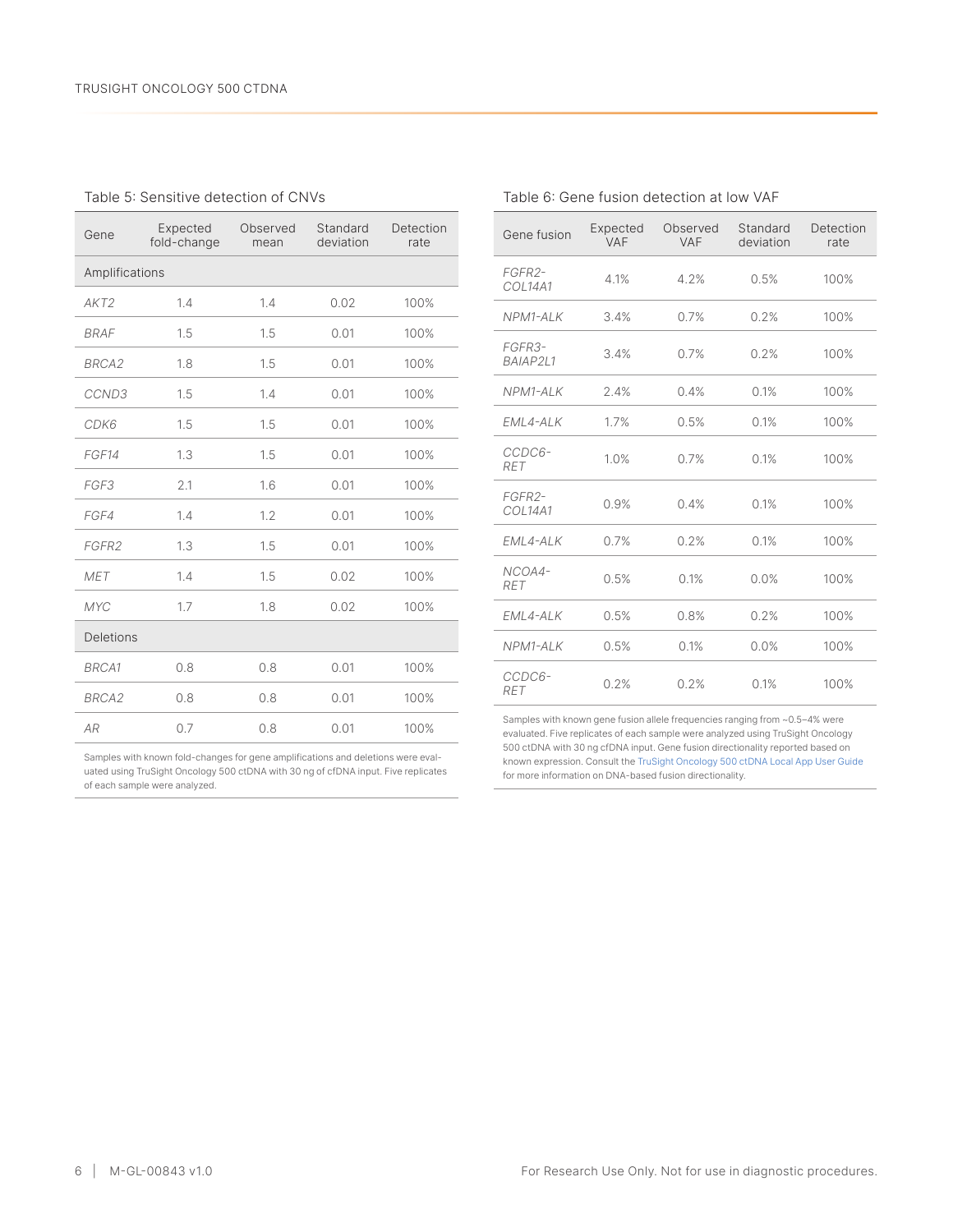Table 5: Sensitive detection of CNVs

| Gene | Expected fold-change | Observed mean | Standard deviation | Detection rate |
|---|---|---|---|---|
| Amplifications | | | | |
| *AKT2* | 1.4 | 1.4 | 0.02 | 100% |
| *BRAF* | 1.5 | 1.5 | 0.01 | 100% |
| *BRCA2* | 1.8 | 1.5 | 0.01 | 100% |
| *CCND3* | 1.5 | 1.4 | 0.01 | 100% |
| *CDK6* | 1.5 | 1.5 | 0.01 | 100% |
| *FGF14* | 1.3 | 1.5 | 0.01 | 100% |
| *FGF3* | 2.1 | 1.6 | 0.01 | 100% |
| *FGF4* | 1.4 | 1.2 | 0.01 | 100% |
| *FGFR2* | 1.3 | 1.5 | 0.01 | 100% |
| *MET* | 1.4 | 1.5 | 0.02 | 100% |
| *MYC* | 1.7 | 1.8 | 0.02 | 100% |
| Deletions | | | | |
| *BRCA1* | 0.8 | 0.8 | 0.01 | 100% |
| *BRCA2* | 0.8 | 0.8 | 0.01 | 100% |
| *AR* | 0.7 | 0.8 | 0.01 | 100% |

Samples with known fold-changes for gene amplifications and deletions were evaluated using TruSight Oncology 500 ctDNA with 30 ng of cfDNA input. Five replicates of each sample were analyzed.

Table 6: Gene fusion detection at low VAF

| Gene fusion | Expected VAF | Observed VAF | Standard deviation | Detection rate |
|---|---|---|---|---|
| *FGFR2-COL14A1* | 4.1% | 4.2% | 0.5% | 100% |
| *NPM1-ALK* | 3.4% | 0.7% | 0.2% | 100% |
| *FGFR3-BAIAP2L1* | 3.4% | 0.7% | 0.2% | 100% |
| *NPM1-ALK* | 2.4% | 0.4% | 0.1% | 100% |
| *EML4-ALK* | 1.7% | 0.5% | 0.1% | 100% |
| *CCDC6-RET* | 1.0% | 0.7% | 0.1% | 100% |
| *FGFR2-COL14A1* | 0.9% | 0.4% | 0.1% | 100% |
| *EML4-ALK* | 0.7% | 0.2% | 0.1% | 100% |
| *NCOA4-RET* | 0.5% | 0.1% | 0.0% | 100% |
| *EML4-ALK* | 0.5% | 0.8% | 0.2% | 100% |
| *NPM1-ALK* | 0.5% | 0.1% | 0.0% | 100% |
| *CCDC6-RET* | 0.2% | 0.2% | 0.1% | 100% |

Samples with known gene fusion allele frequencies ranging from ~0.5–4% were evaluated. Five replicates of each sample were analyzed using TruSight Oncology 500 ctDNA with 30 ng cfDNA input. Gene fusion directionality reported based on known expression. Consult the TruSight Oncology 500 ctDNA Local App User Guide for more information on DNA-based fusion directionality.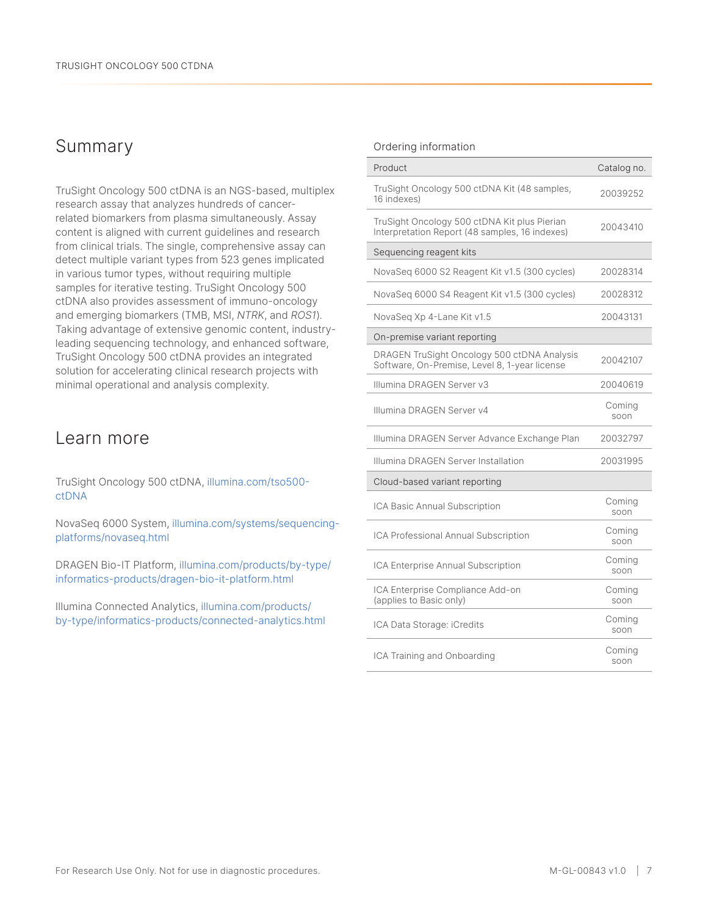## Summary

TruSight Oncology 500 ctDNA is an NGS-based, multiplex research assay that analyzes hundreds of cancer-related biomarkers from plasma simultaneously. Assay content is aligned with current guidelines and research from clinical trials. The single, comprehensive assay can detect multiple variant types from 523 genes implicated in various tumor types, without requiring multiple samples for iterative testing. TruSight Oncology 500 ctDNA also provides assessment of immuno-oncology and emerging biomarkers (TMB, MSI, *NTRK*, and *ROS1*). Taking advantage of extensive genomic content, industry-leading sequencing technology, and enhanced software, TruSight Oncology 500 ctDNA provides an integrated solution for accelerating clinical research projects with minimal operational and analysis complexity.

## Learn more

TruSight Oncology 500 ctDNA, illumina.com/tso500-ctDNA

NovaSeq 6000 System, illumina.com/systems/sequencing-platforms/novaseq.html

DRAGEN Bio-IT Platform, illumina.com/products/by-type/informatics-products/dragen-bio-it-platform.html

Illumina Connected Analytics, illumina.com/products/by-type/informatics-products/connected-analytics.html

## Ordering information

| Product | Catalog no. |
|---|---|
| TruSight Oncology 500 ctDNA Kit (48 samples, 16 indexes) | 20039252 |
| TruSight Oncology 500 ctDNA Kit plus Pierian Interpretation Report (48 samples, 16 indexes) | 20043410 |
| **Sequencing reagent kits** | |
| NovaSeq 6000 S2 Reagent Kit v1.5 (300 cycles) | 20028314 |
| NovaSeq 6000 S4 Reagent Kit v1.5 (300 cycles) | 20028312 |
| NovaSeq Xp 4-Lane Kit v1.5 | 20043131 |
| **On-premise variant reporting** | |
| DRAGEN TruSight Oncology 500 ctDNA Analysis Software, On-Premise, Level 8, 1-year license | 20042107 |
| Illumina DRAGEN Server v3 | 20040619 |
| Illumina DRAGEN Server v4 | Coming soon |
| Illumina DRAGEN Server Advance Exchange Plan | 20032797 |
| Illumina DRAGEN Server Installation | 20031995 |
| **Cloud-based variant reporting** | |
| ICA Basic Annual Subscription | Coming soon |
| ICA Professional Annual Subscription | Coming soon |
| ICA Enterprise Annual Subscription | Coming soon |
| ICA Enterprise Compliance Add-on (applies to Basic only) | Coming soon |
| ICA Data Storage: iCredits | Coming soon |
| ICA Training and Onboarding | Coming soon |

For Research Use Only. Not for use in diagnostic procedures.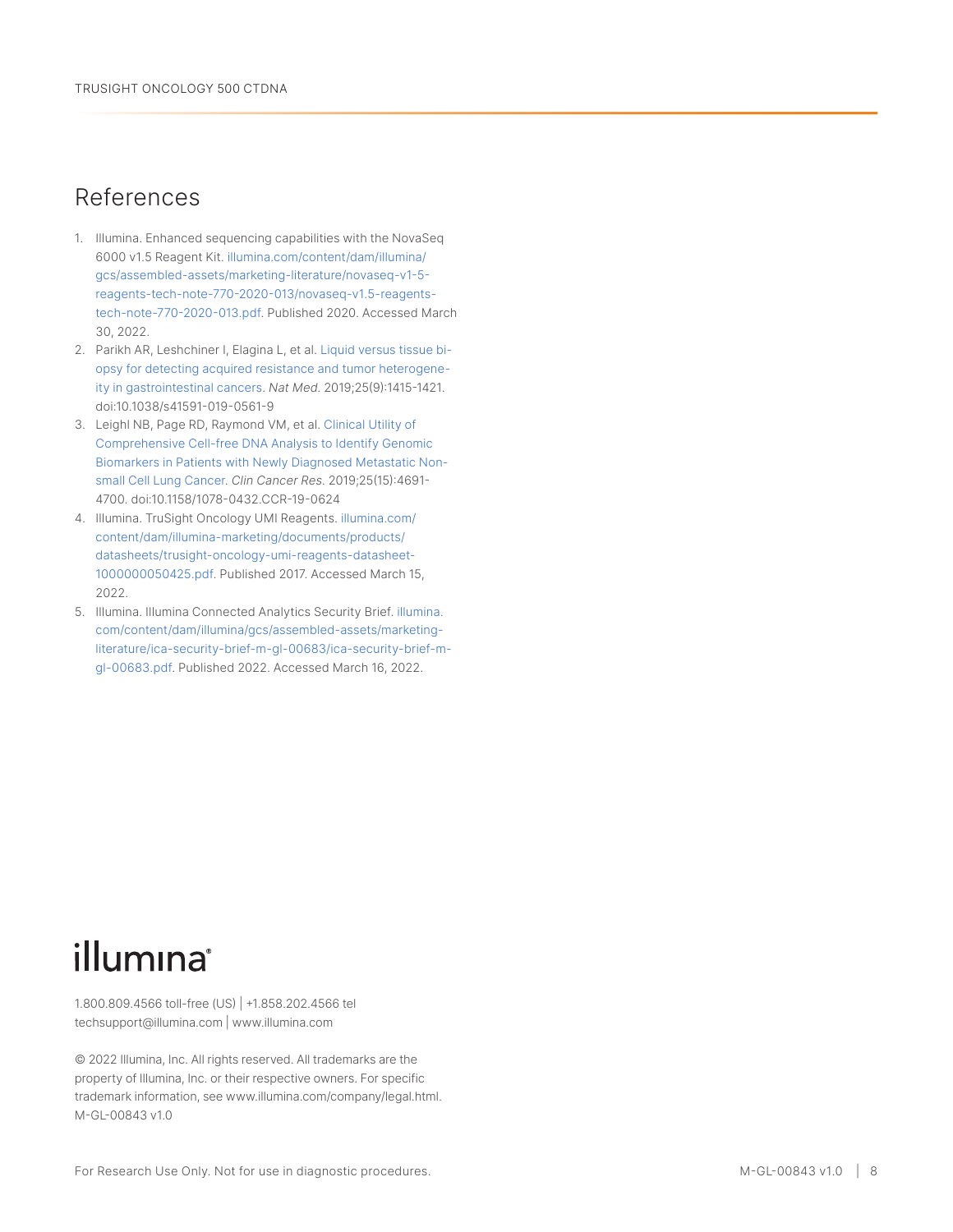## References

1. Illumina. Enhanced sequencing capabilities with the NovaSeq 6000 v1.5 Reagent Kit. illumina.com/content/dam/illumina/gcs/assembled-assets/marketing-literature/novaseq-v1-5-reagents-tech-note-770-2020-013/novaseq-v1.5-reagents-tech-note-770-2020-013.pdf. Published 2020. Accessed March 30, 2022.
2. Parikh AR, Leshchiner I, Elagina L, et al. Liquid versus tissue biopsy for detecting acquired resistance and tumor heterogeneity in gastrointestinal cancers. *Nat Med.* 2019;25(9):1415-1421. doi:10.1038/s41591-019-0561-9
3. Leighl NB, Page RD, Raymond VM, et al. Clinical Utility of Comprehensive Cell-free DNA Analysis to Identify Genomic Biomarkers in Patients with Newly Diagnosed Metastatic Non-small Cell Lung Cancer. *Clin Cancer Res.* 2019;25(15):4691-4700. doi:10.1158/1078-0432.CCR-19-0624
4. Illumina. TruSight Oncology UMI Reagents. illumina.com/content/dam/illumina-marketing/documents/products/datasheets/trusight-oncology-umi-reagents-datasheet-1000000050425.pdf. Published 2017. Accessed March 15, 2022.
5. Illumina. Illumina Connected Analytics Security Brief. illumina.com/content/dam/illumina/gcs/assembled-assets/marketing-literature/ica-security-brief-m-gl-00683/ica-security-brief-m-gl-00683.pdf. Published 2022. Accessed March 16, 2022.

illumina®

1.800.809.4566 toll-free (US) | +1.858.202.4566 tel
techsupport@illumina.com | www.illumina.com

© 2022 Illumina, Inc. All rights reserved. All trademarks are the property of Illumina, Inc. or their respective owners. For specific trademark information, see www.illumina.com/company/legal.html.
M-GL-00843 v1.0

For Research Use Only. Not for use in diagnostic procedures.